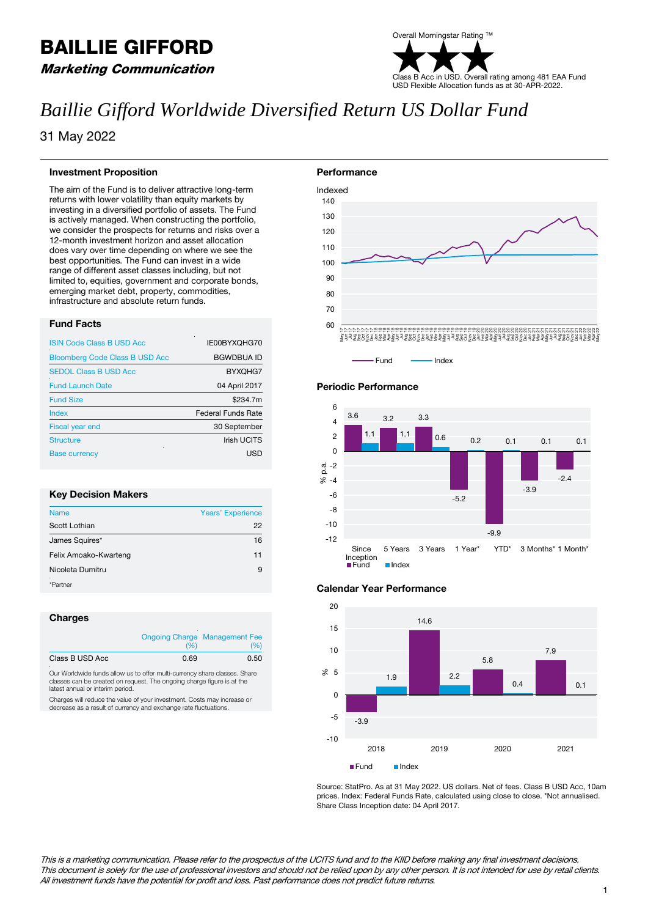# BAILLIE GIFFORD

***Marketing Communication***

Overall Morningstar Rating ™

Class B Acc in USD. Overall rating among 481 EAA Fund USD Flexible Allocation funds as at 30-APR-2022.

# *Baillie Gifford Worldwide Diversified Return US Dollar Fund*

31 May 2022

## Investment Proposition

The aim of the Fund is to deliver attractive long-term returns with lower volatility than equity markets by investing in a diversified portfolio of assets. The Fund is actively managed. When constructing the portfolio, we consider the prospects for returns and risks over a 12-month investment horizon and asset allocation does vary over time depending on where we see the best opportunities. The Fund can invest in a wide range of different asset classes including, but not limited to, equities, government and corporate bonds, emerging market debt, property, commodities, infrastructure and absolute return funds.

## Fund Facts

| | |
|---|---|
| ISIN Code Class B USD Acc | IE00BYXQHG70 |
| Bloomberg Code Class B USD Acc | BGWDBUA ID |
| SEDOL Class B USD Acc | BYXQHG7 |
| Fund Launch Date | 04 April 2017 |
| Fund Size | $234.7m |
| Index | Federal Funds Rate |
| Fiscal year end | 30 September |
| Structure | Irish UCITS |
| Base currency | USD |

## Key Decision Makers

| Name | Years' Experience |
|---|---|
| Scott Lothian | 22 |
| James Squires* | 16 |
| Felix Amoako-Kwarteng | 11 |
| Nicoleta Dumitru | 9 |

*Partner

## Charges

| | Ongoing Charge (%) | Management Fee (%) |
|---|---|---|
| Class B USD Acc | 0.69 | 0.50 |

Our Worldwide funds allow us to offer multi-currency share classes. Share classes can be created on request. The ongoing charge figure is at the latest annual or interim period.

Charges will reduce the value of your investment. Costs may increase or decrease as a result of currency and exchange rate fluctuations.

## Performance

Indexed

Fund — Index

## Periodic Performance

| % p.a. | Since Inception | 5 Years | 3 Years | 1 Year* | YTD* | 3 Months* | 1 Month* |
|---|---|---|---|---|---|---|---|
| Fund | 3.6 | 3.2 | 3.3 | -5.2 | -9.9 | -3.9 | -2.4 |
| Index | 1.1 | 1.1 | 0.6 | 0.2 | 0.1 | 0.1 | 0.1 |

## Calendar Year Performance

| % | 2018 | 2019 | 2020 | 2021 |
|---|---|---|---|---|
| Fund | -3.9 | 14.6 | 5.8 | 7.9 |
| Index | 1.9 | 2.2 | 0.4 | 0.1 |

Source: StatPro. As at 31 May 2022. US dollars. Net of fees. Class B USD Acc, 10am prices. Index: Federal Funds Rate, calculated using close to close. *Not annualised. Share Class Inception date: 04 April 2017.

*This is a marketing communication. Please refer to the prospectus of the UCITS fund and to the KIID before making any final investment decisions. This document is solely for the use of professional investors and should not be relied upon by any other person. It is not intended for use by retail clients. All investment funds have the potential for profit and loss. Past performance does not predict future returns.*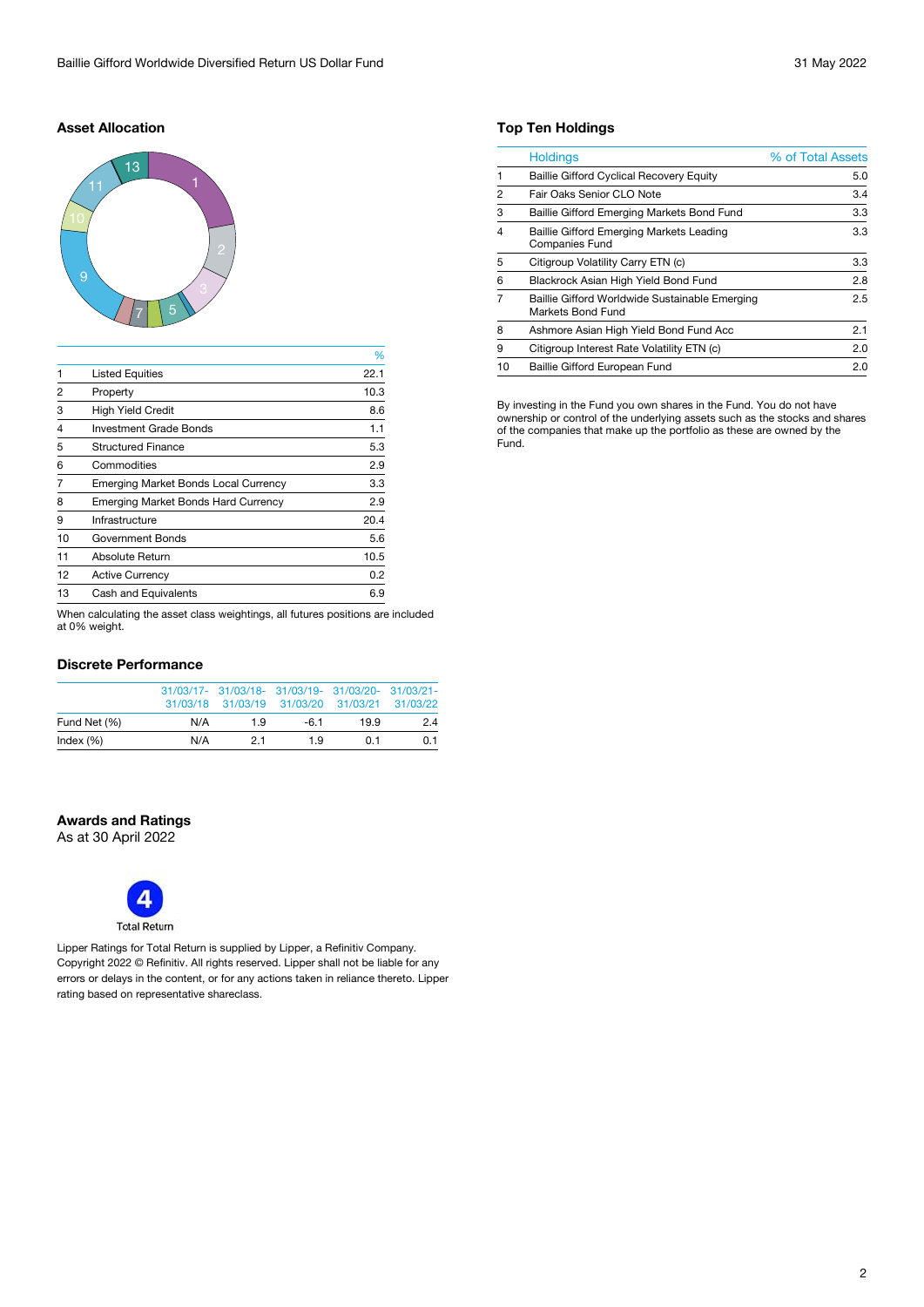## Asset Allocation

| | | % |
|---|---|---|
| 1 | Listed Equities | 22.1 |
| 2 | Property | 10.3 |
| 3 | High Yield Credit | 8.6 |
| 4 | Investment Grade Bonds | 1.1 |
| 5 | Structured Finance | 5.3 |
| 6 | Commodities | 2.9 |
| 7 | Emerging Market Bonds Local Currency | 3.3 |
| 8 | Emerging Market Bonds Hard Currency | 2.9 |
| 9 | Infrastructure | 20.4 |
| 10 | Government Bonds | 5.6 |
| 11 | Absolute Return | 10.5 |
| 12 | Active Currency | 0.2 |
| 13 | Cash and Equivalents | 6.9 |

When calculating the asset class weightings, all futures positions are included at 0% weight.

## Discrete Performance

| | 31/03/17-31/03/18 | 31/03/18-31/03/19 | 31/03/19-31/03/20 | 31/03/20-31/03/21 | 31/03/21-31/03/22 |
|---|---|---|---|---|---|
| Fund Net (%) | N/A | 1.9 | -6.1 | 19.9 | 2.4 |
| Index (%) | N/A | 2.1 | 1.9 | 0.1 | 0.1 |

## Awards and Ratings

As at 30 April 2022

4 Total Return

Lipper Ratings for Total Return is supplied by Lipper, a Refinitiv Company. Copyright 2022 © Refinitiv. All rights reserved. Lipper shall not be liable for any errors or delays in the content, or for any actions taken in reliance thereto. Lipper rating based on representative shareclass.

## Top Ten Holdings

| | Holdings | % of Total Assets |
|---|---|---|
| 1 | Baillie Gifford Cyclical Recovery Equity | 5.0 |
| 2 | Fair Oaks Senior CLO Note | 3.4 |
| 3 | Baillie Gifford Emerging Markets Bond Fund | 3.3 |
| 4 | Baillie Gifford Emerging Markets Leading Companies Fund | 3.3 |
| 5 | Citigroup Volatility Carry ETN (c) | 3.3 |
| 6 | Blackrock Asian High Yield Bond Fund | 2.8 |
| 7 | Baillie Gifford Worldwide Sustainable Emerging Markets Bond Fund | 2.5 |
| 8 | Ashmore Asian High Yield Bond Fund Acc | 2.1 |
| 9 | Citigroup Interest Rate Volatility ETN (c) | 2.0 |
| 10 | Baillie Gifford European Fund | 2.0 |

By investing in the Fund you own shares in the Fund. You do not have ownership or control of the underlying assets such as the stocks and shares of the companies that make up the portfolio as these are owned by the Fund.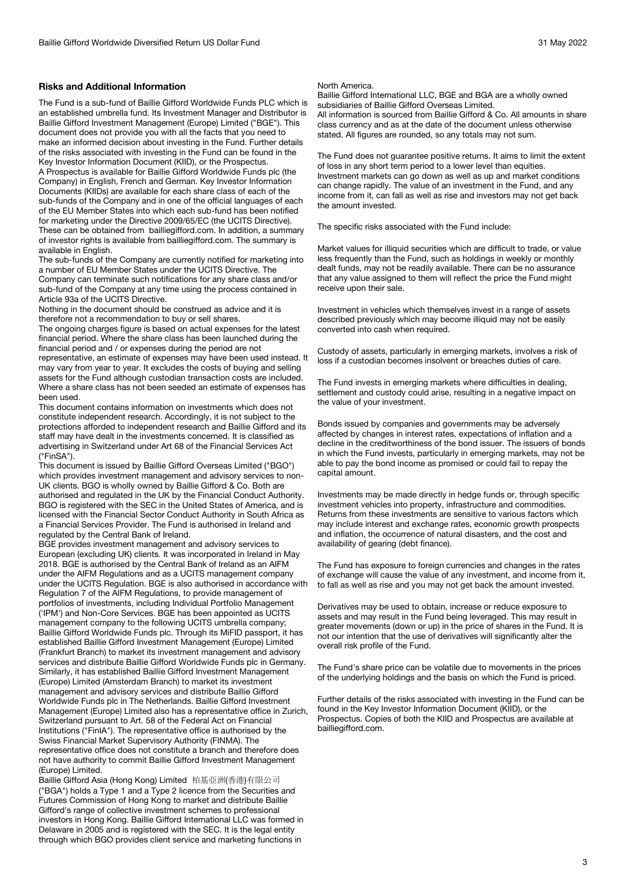## Risks and Additional Information

The Fund is a sub-fund of Baillie Gifford Worldwide Funds PLC which is an established umbrella fund. Its Investment Manager and Distributor is Baillie Gifford Investment Management (Europe) Limited ("BGE"). This document does not provide you with all the facts that you need to make an informed decision about investing in the Fund. Further details of the risks associated with investing in the Fund can be found in the Key Investor Information Document (KIID), or the Prospectus.

A Prospectus is available for Baillie Gifford Worldwide Funds plc (the Company) in English, French and German. Key Investor Information Documents (KIIDs) are available for each share class of each of the sub-funds of the Company and in one of the official languages of each of the EU Member States into which each sub-fund has been notified for marketing under the Directive 2009/65/EC (the UCITS Directive). These can be obtained from bailliegifford.com. In addition, a summary of investor rights is available from bailliegifford.com. The summary is available in English.

The sub-funds of the Company are currently notified for marketing into a number of EU Member States under the UCITS Directive. The Company can terminate such notifications for any share class and/or sub-fund of the Company at any time using the process contained in Article 93a of the UCITS Directive.

Nothing in the document should be construed as advice and it is therefore not a recommendation to buy or sell shares.

The ongoing charges figure is based on actual expenses for the latest financial period. Where the share class has been launched during the financial period and / or expenses during the period are not representative, an estimate of expenses may have been used instead. It may vary from year to year. It excludes the costs of buying and selling assets for the Fund although custodian transaction costs are included. Where a share class has not been seeded an estimate of expenses has been used.

This document contains information on investments which does not constitute independent research. Accordingly, it is not subject to the protections afforded to independent research and Baillie Gifford and its staff may have dealt in the investments concerned. It is classified as advertising in Switzerland under Art 68 of the Financial Services Act ("FinSA").

This document is issued by Baillie Gifford Overseas Limited ("BGO") which provides investment management and advisory services to non-UK clients. BGO is wholly owned by Baillie Gifford & Co. Both are authorised and regulated in the UK by the Financial Conduct Authority. BGO is registered with the SEC in the United States of America, and is licensed with the Financial Sector Conduct Authority in South Africa as a Financial Services Provider. The Fund is authorised in Ireland and regulated by the Central Bank of Ireland.

BGE provides investment management and advisory services to European (excluding UK) clients. It was incorporated in Ireland in May 2018. BGE is authorised by the Central Bank of Ireland as an AIFM under the AIFM Regulations and as a UCITS management company under the UCITS Regulation. BGE is also authorised in accordance with Regulation 7 of the AIFM Regulations, to provide management of portfolios of investments, including Individual Portfolio Management ('IPM') and Non-Core Services. BGE has been appointed as UCITS management company to the following UCITS umbrella company; Baillie Gifford Worldwide Funds plc. Through its MiFID passport, it has established Baillie Gifford Investment Management (Europe) Limited (Frankfurt Branch) to market its investment management and advisory services and distribute Baillie Gifford Worldwide Funds plc in Germany. Similarly, it has established Baillie Gifford Investment Management (Europe) Limited (Amsterdam Branch) to market its investment management and advisory services and distribute Baillie Gifford Worldwide Funds plc in The Netherlands. Baillie Gifford Investment Management (Europe) Limited also has a representative office in Zurich, Switzerland pursuant to Art. 58 of the Federal Act on Financial Institutions ("FinIA"). The representative office is authorised by the Swiss Financial Market Supervisory Authority (FINMA). The representative office does not constitute a branch and therefore does not have authority to commit Baillie Gifford Investment Management (Europe) Limited.

Baillie Gifford Asia (Hong Kong) Limited 柏基亞洲(香港)有限公司 ("BGA") holds a Type 1 and a Type 2 licence from the Securities and Futures Commission of Hong Kong to market and distribute Baillie Gifford's range of collective investment schemes to professional investors in Hong Kong. Baillie Gifford International LLC was formed in Delaware in 2005 and is registered with the SEC. It is the legal entity through which BGO provides client service and marketing functions in North America.

Baillie Gifford International LLC, BGE and BGA are a wholly owned subsidiaries of Baillie Gifford Overseas Limited.

All information is sourced from Baillie Gifford & Co. All amounts in share class currency and as at the date of the document unless otherwise stated. All figures are rounded, so any totals may not sum.

The Fund does not guarantee positive returns. It aims to limit the extent of loss in any short term period to a lower level than equities. Investment markets can go down as well as up and market conditions can change rapidly. The value of an investment in the Fund, and any income from it, can fall as well as rise and investors may not get back the amount invested.

The specific risks associated with the Fund include:

Market values for illiquid securities which are difficult to trade, or value less frequently than the Fund, such as holdings in weekly or monthly dealt funds, may not be readily available. There can be no assurance that any value assigned to them will reflect the price the Fund might receive upon their sale.

Investment in vehicles which themselves invest in a range of assets described previously which may become illiquid may not be easily converted into cash when required.

Custody of assets, particularly in emerging markets, involves a risk of loss if a custodian becomes insolvent or breaches duties of care.

The Fund invests in emerging markets where difficulties in dealing, settlement and custody could arise, resulting in a negative impact on the value of your investment.

Bonds issued by companies and governments may be adversely affected by changes in interest rates, expectations of inflation and a decline in the creditworthiness of the bond issuer. The issuers of bonds in which the Fund invests, particularly in emerging markets, may not be able to pay the bond income as promised or could fail to repay the capital amount.

Investments may be made directly in hedge funds or, through specific investment vehicles into property, infrastructure and commodities. Returns from these investments are sensitive to various factors which may include interest and exchange rates, economic growth prospects and inflation, the occurrence of natural disasters, and the cost and availability of gearing (debt finance).

The Fund has exposure to foreign currencies and changes in the rates of exchange will cause the value of any investment, and income from it, to fall as well as rise and you may not get back the amount invested.

Derivatives may be used to obtain, increase or reduce exposure to assets and may result in the Fund being leveraged. This may result in greater movements (down or up) in the price of shares in the Fund. It is not our intention that the use of derivatives will significantly alter the overall risk profile of the Fund.

The Fund's share price can be volatile due to movements in the prices of the underlying holdings and the basis on which the Fund is priced.

Further details of the risks associated with investing in the Fund can be found in the Key Investor Information Document (KIID), or the Prospectus. Copies of both the KIID and Prospectus are available at bailliegifford.com.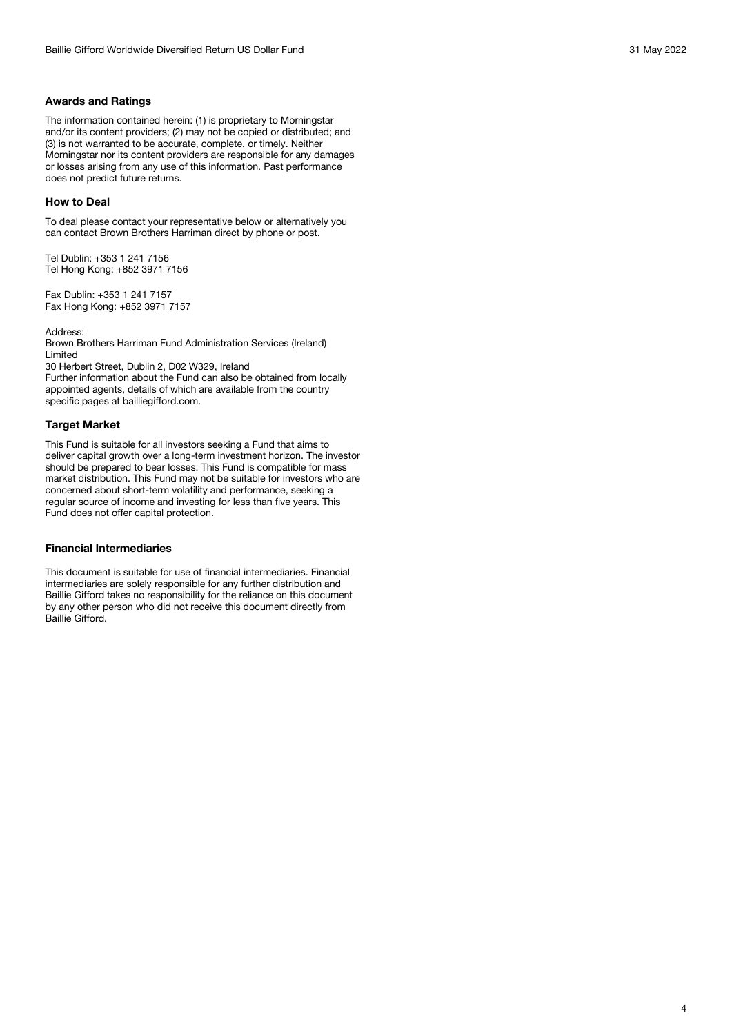## Awards and Ratings

The information contained herein: (1) is proprietary to Morningstar and/or its content providers; (2) may not be copied or distributed; and (3) is not warranted to be accurate, complete, or timely. Neither Morningstar nor its content providers are responsible for any damages or losses arising from any use of this information. Past performance does not predict future returns.

## How to Deal

To deal please contact your representative below or alternatively you can contact Brown Brothers Harriman direct by phone or post.

Tel Dublin: +353 1 241 7156
Tel Hong Kong: +852 3971 7156

Fax Dublin: +353 1 241 7157
Fax Hong Kong: +852 3971 7157

Address:
Brown Brothers Harriman Fund Administration Services (Ireland) Limited
30 Herbert Street, Dublin 2, D02 W329, Ireland
Further information about the Fund can also be obtained from locally appointed agents, details of which are available from the country specific pages at bailliegifford.com.

## Target Market

This Fund is suitable for all investors seeking a Fund that aims to deliver capital growth over a long-term investment horizon. The investor should be prepared to bear losses. This Fund is compatible for mass market distribution. This Fund may not be suitable for investors who are concerned about short-term volatility and performance, seeking a regular source of income and investing for less than five years. This Fund does not offer capital protection.

## Financial Intermediaries

This document is suitable for use of financial intermediaries. Financial intermediaries are solely responsible for any further distribution and Baillie Gifford takes no responsibility for the reliance on this document by any other person who did not receive this document directly from Baillie Gifford.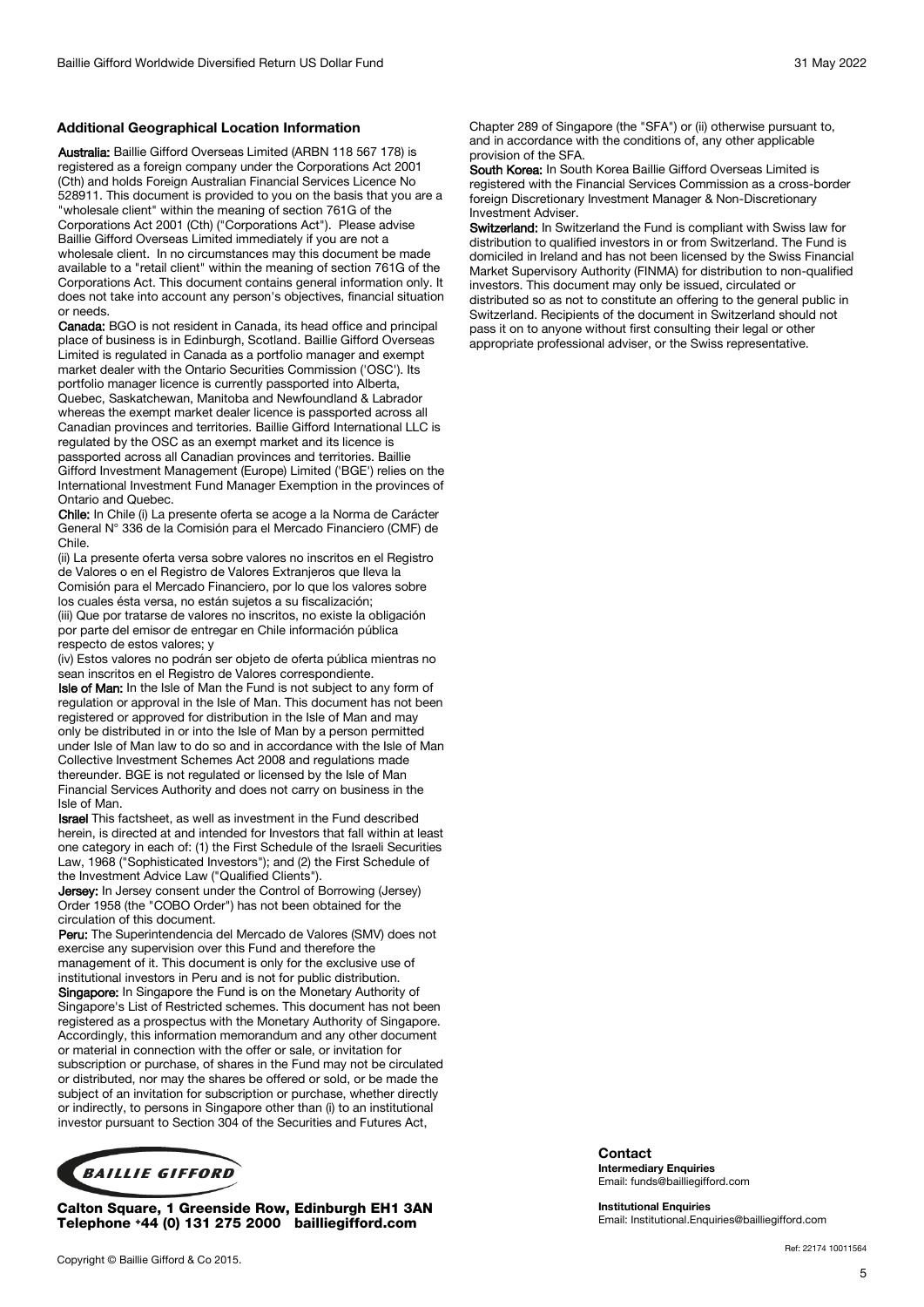### Additional Geographical Location Information

**Australia:** Baillie Gifford Overseas Limited (ARBN 118 567 178) is registered as a foreign company under the Corporations Act 2001 (Cth) and holds Foreign Australian Financial Services Licence No 528911. This document is provided to you on the basis that you are a "wholesale client" within the meaning of section 761G of the Corporations Act 2001 (Cth) ("Corporations Act"). Please advise Baillie Gifford Overseas Limited immediately if you are not a wholesale client. In no circumstances may this document be made available to a "retail client" within the meaning of section 761G of the Corporations Act. This document contains general information only. It does not take into account any person's objectives, financial situation or needs.

**Canada:** BGO is not resident in Canada, its head office and principal place of business is in Edinburgh, Scotland. Baillie Gifford Overseas Limited is regulated in Canada as a portfolio manager and exempt market dealer with the Ontario Securities Commission ('OSC'). Its portfolio manager licence is currently passported into Alberta, Quebec, Saskatchewan, Manitoba and Newfoundland & Labrador whereas the exempt market dealer licence is passported across all Canadian provinces and territories. Baillie Gifford International LLC is regulated by the OSC as an exempt market and its licence is passported across all Canadian provinces and territories. Baillie Gifford Investment Management (Europe) Limited ('BGE') relies on the International Investment Fund Manager Exemption in the provinces of Ontario and Quebec.

**Chile:** In Chile (i) La presente oferta se acoge a la Norma de Carácter General N° 336 de la Comisión para el Mercado Financiero (CMF) de Chile.
(ii) La presente oferta versa sobre valores no inscritos en el Registro de Valores o en el Registro de Valores Extranjeros que lleva la Comisión para el Mercado Financiero, por lo que los valores sobre los cuales ésta versa, no están sujetos a su fiscalización;
(iii) Que por tratarse de valores no inscritos, no existe la obligación por parte del emisor de entregar en Chile información pública respecto de estos valores; y
(iv) Estos valores no podrán ser objeto de oferta pública mientras no sean inscritos en el Registro de Valores correspondiente.

**Isle of Man:** In the Isle of Man the Fund is not subject to any form of regulation or approval in the Isle of Man. This document has not been registered or approved for distribution in the Isle of Man and may only be distributed in or into the Isle of Man by a person permitted under Isle of Man law to do so and in accordance with the Isle of Man Collective Investment Schemes Act 2008 and regulations made thereunder. BGE is not regulated or licensed by the Isle of Man Financial Services Authority and does not carry on business in the Isle of Man.

**Israel** This factsheet, as well as investment in the Fund described herein, is directed at and intended for Investors that fall within at least one category in each of: (1) the First Schedule of the Israeli Securities Law, 1968 ("Sophisticated Investors"); and (2) the First Schedule of the Investment Advice Law ("Qualified Clients").

**Jersey:** In Jersey consent under the Control of Borrowing (Jersey) Order 1958 (the "COBO Order") has not been obtained for the circulation of this document.

**Peru:** The Superintendencia del Mercado de Valores (SMV) does not exercise any supervision over this Fund and therefore the management of it. This document is only for the exclusive use of institutional investors in Peru and is not for public distribution.

**Singapore:** In Singapore the Fund is on the Monetary Authority of Singapore's List of Restricted schemes. This document has not been registered as a prospectus with the Monetary Authority of Singapore. Accordingly, this information memorandum and any other document or material in connection with the offer or sale, or invitation for subscription or purchase, of shares in the Fund may not be circulated or distributed, nor may the shares be offered or sold, or be made the subject of an invitation for subscription or purchase, whether directly or indirectly, to persons in Singapore other than (i) to an institutional investor pursuant to Section 304 of the Securities and Futures Act, Chapter 289 of Singapore (the "SFA") or (ii) otherwise pursuant to, and in accordance with the conditions of, any other applicable provision of the SFA.

**South Korea:** In South Korea Baillie Gifford Overseas Limited is registered with the Financial Services Commission as a cross-border foreign Discretionary Investment Manager & Non-Discretionary Investment Adviser.

**Switzerland:** In Switzerland the Fund is compliant with Swiss law for distribution to qualified investors in or from Switzerland. The Fund is domiciled in Ireland and has not been licensed by the Swiss Financial Market Supervisory Authority (FINMA) for distribution to non-qualified investors. This document may only be issued, circulated or distributed so as not to constitute an offering to the general public in Switzerland. Recipients of the document in Switzerland should not pass it on to anyone without first consulting their legal or other appropriate professional adviser, or the Swiss representative.

BAILLIE GIFFORD

**Calton Square, 1 Greenside Row, Edinburgh EH1 3AN**
**Telephone +44 (0) 131 275 2000 bailliegifford.com**

Copyright © Baillie Gifford & Co 2015.

### Contact

**Intermediary Enquiries**
Email: funds@bailliegifford.com

**Institutional Enquiries**
Email: Institutional.Enquiries@bailliegifford.com

Ref: 22174 10011564